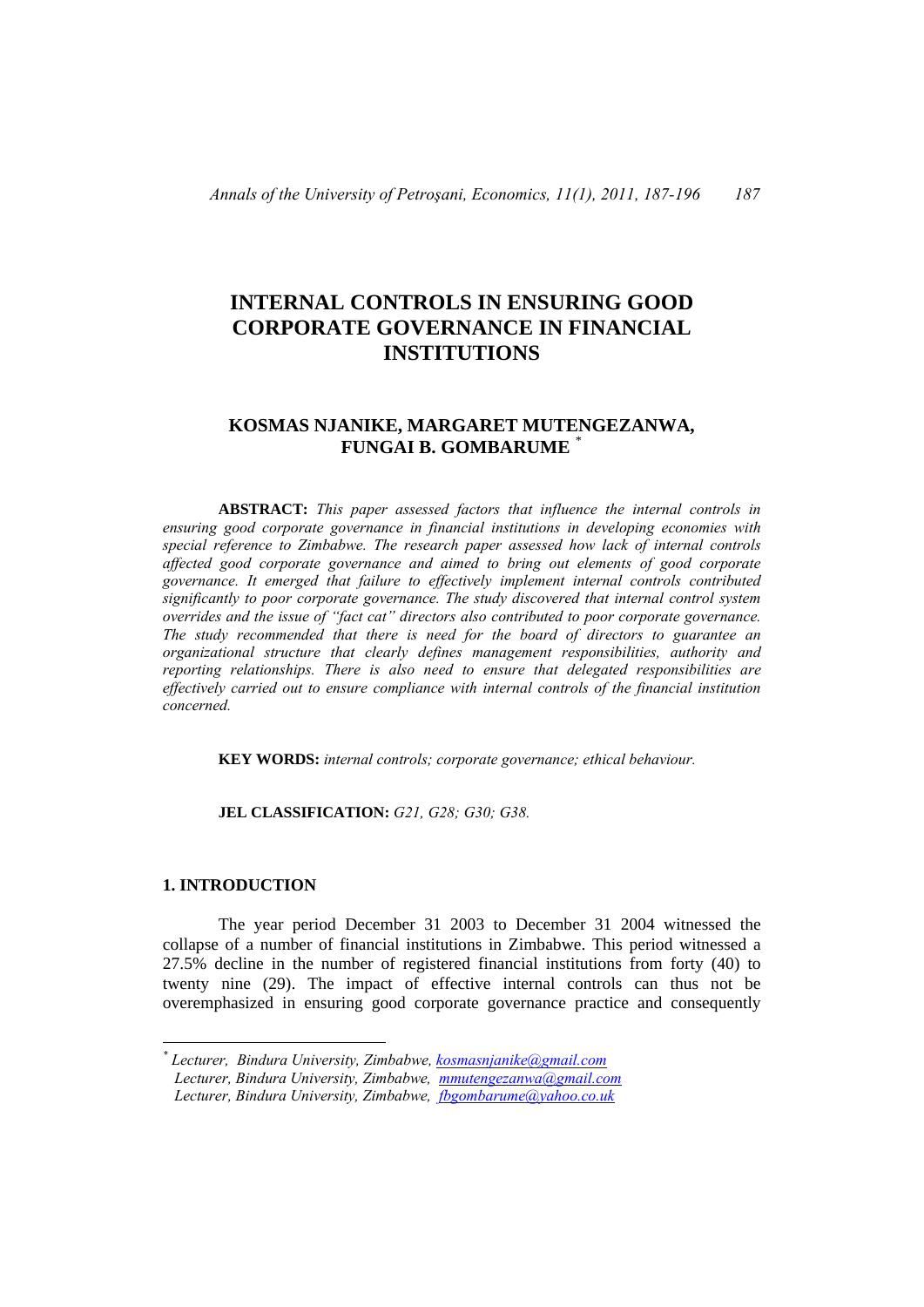# INTERNAL CONTROLS IN ENSURING GOOD CORPORATE GOVERNANCE IN FINANCIAL INSTITUTIONS

## KOSMAS NJANIKE, MARGARET MUTENGEZANWA, FUNGAI B. GOMBARUME [*]

**ABSTRACT:** *This paper assessed factors that influence the internal controls in ensuring good corporate governance in financial institutions in developing economies with special reference to Zimbabwe. The research paper assessed how lack of internal controls affected good corporate governance and aimed to bring out elements of good corporate governance. It emerged that failure to effectively implement internal controls contributed significantly to poor corporate governance. The study discovered that internal control system overrides and the issue of "fact cat" directors also contributed to poor corporate governance. The study recommended that there is need for the board of directors to guarantee an organizational structure that clearly defines management responsibilities, authority and reporting relationships. There is also need to ensure that delegated responsibilities are effectively carried out to ensure compliance with internal controls of the financial institution concerned.*

**KEY WORDS:** *internal controls; corporate governance; ethical behaviour.*

**JEL CLASSIFICATION:** *G21, G28; G30; G38.*

## 1. INTRODUCTION

The year period December 31 2003 to December 31 2004 witnessed the collapse of a number of financial institutions in Zimbabwe. This period witnessed a 27.5% decline in the number of registered financial institutions from forty (40) to twenty nine (29). The impact of effective internal controls can thus not be overemphasized in ensuring good corporate governance practice and consequently

---

[*] *Lecturer, Bindura University, Zimbabwe, kosmasnjanike@gmail.com*
*Lecturer, Bindura University, Zimbabwe, mmutengezanwa@gmail.com*
*Lecturer, Bindura University, Zimbabwe, fbgombarume@yahoo.co.uk*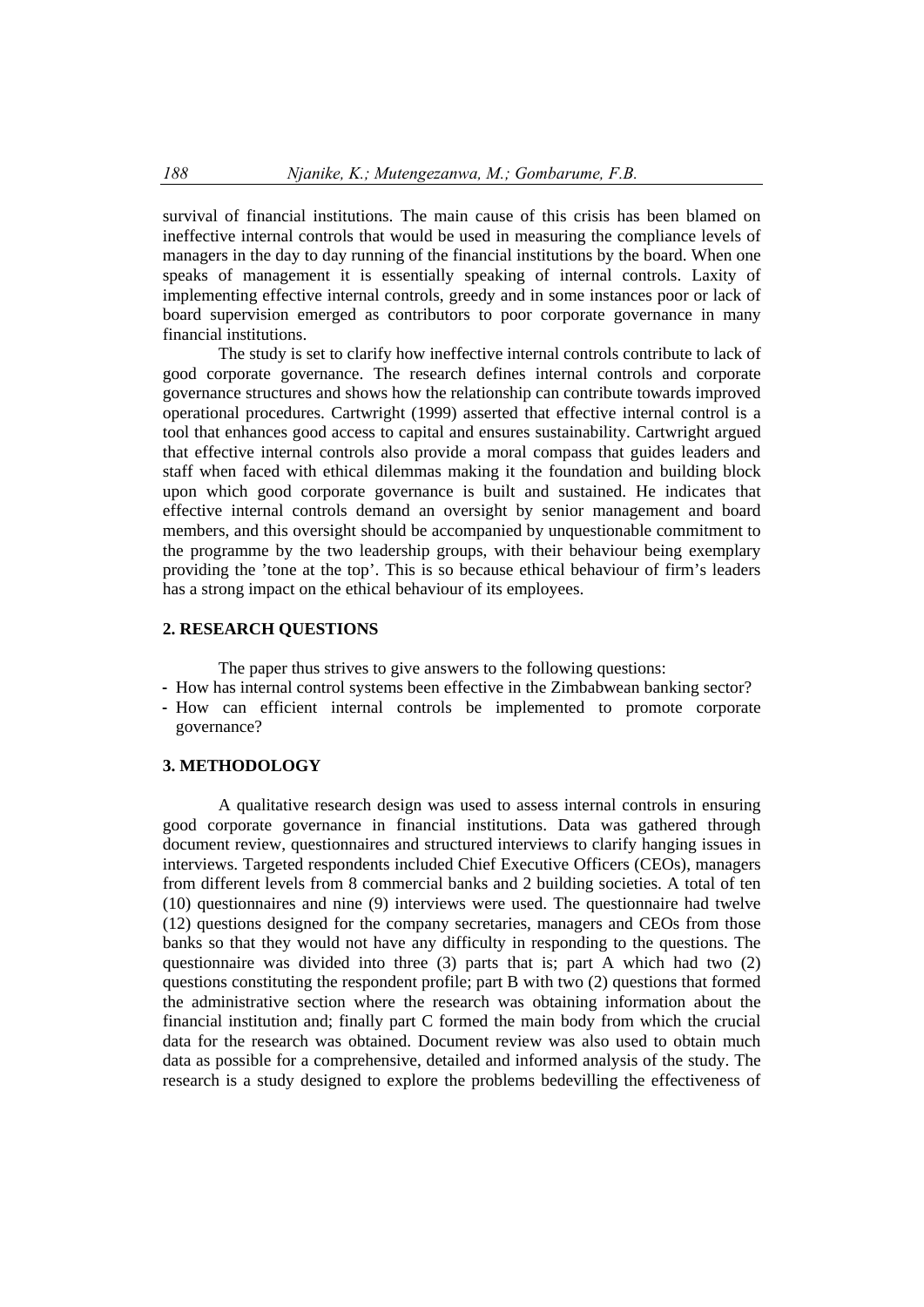survival of financial institutions. The main cause of this crisis has been blamed on ineffective internal controls that would be used in measuring the compliance levels of managers in the day to day running of the financial institutions by the board. When one speaks of management it is essentially speaking of internal controls. Laxity of implementing effective internal controls, greedy and in some instances poor or lack of board supervision emerged as contributors to poor corporate governance in many financial institutions.

The study is set to clarify how ineffective internal controls contribute to lack of good corporate governance. The research defines internal controls and corporate governance structures and shows how the relationship can contribute towards improved operational procedures. Cartwright (1999) asserted that effective internal control is a tool that enhances good access to capital and ensures sustainability. Cartwright argued that effective internal controls also provide a moral compass that guides leaders and staff when faced with ethical dilemmas making it the foundation and building block upon which good corporate governance is built and sustained. He indicates that effective internal controls demand an oversight by senior management and board members, and this oversight should be accompanied by unquestionable commitment to the programme by the two leadership groups, with their behaviour being exemplary providing the 'tone at the top'. This is so because ethical behaviour of firm's leaders has a strong impact on the ethical behaviour of its employees.

## 2. RESEARCH QUESTIONS

The paper thus strives to give answers to the following questions:

- How has internal control systems been effective in the Zimbabwean banking sector?
- How can efficient internal controls be implemented to promote corporate governance?

## 3. METHODOLOGY

A qualitative research design was used to assess internal controls in ensuring good corporate governance in financial institutions. Data was gathered through document review, questionnaires and structured interviews to clarify hanging issues in interviews. Targeted respondents included Chief Executive Officers (CEOs), managers from different levels from 8 commercial banks and 2 building societies. A total of ten (10) questionnaires and nine (9) interviews were used. The questionnaire had twelve (12) questions designed for the company secretaries, managers and CEOs from those banks so that they would not have any difficulty in responding to the questions. The questionnaire was divided into three (3) parts that is; part A which had two (2) questions constituting the respondent profile; part B with two (2) questions that formed the administrative section where the research was obtaining information about the financial institution and; finally part C formed the main body from which the crucial data for the research was obtained. Document review was also used to obtain much data as possible for a comprehensive, detailed and informed analysis of the study. The research is a study designed to explore the problems bedevilling the effectiveness of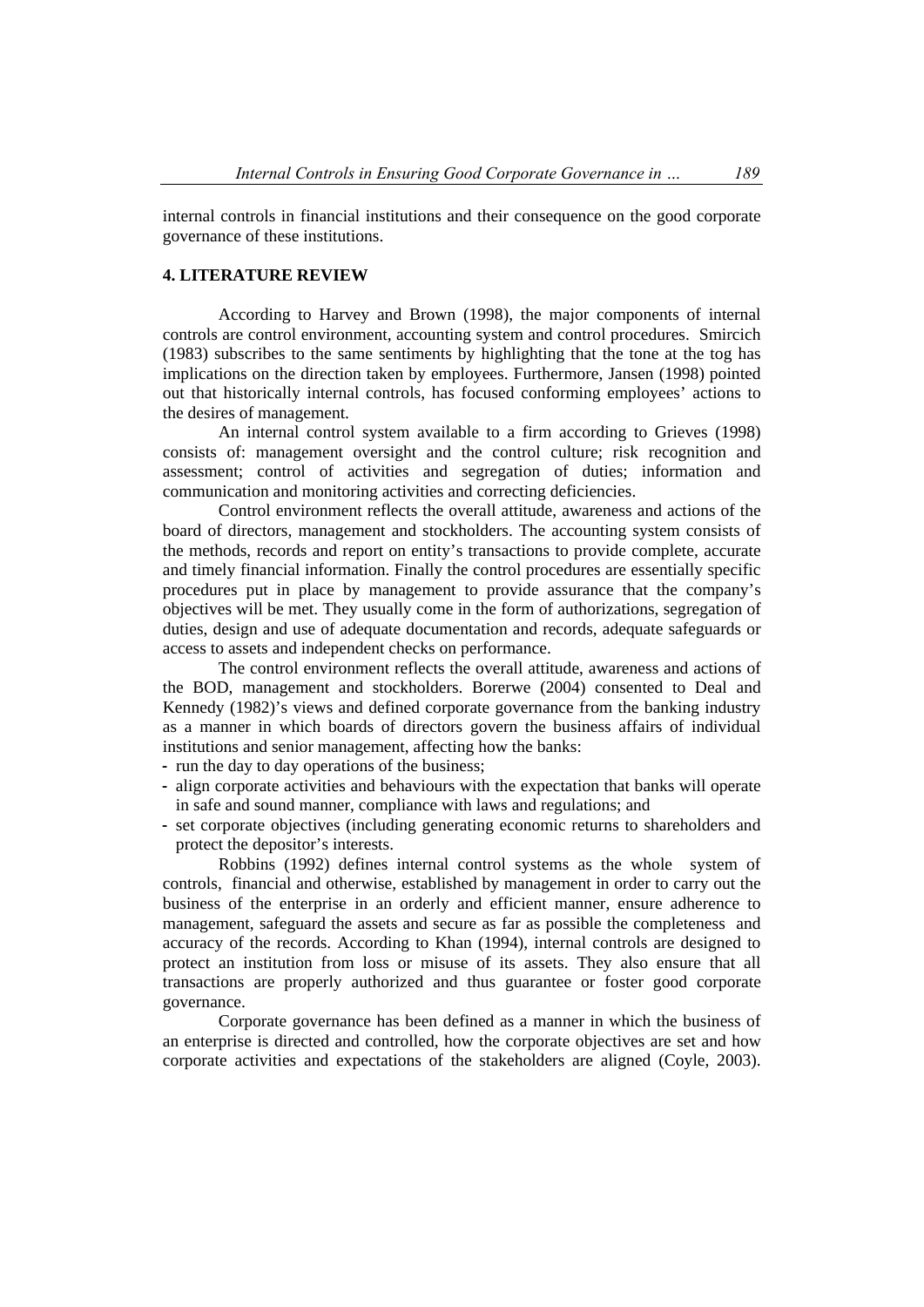internal controls in financial institutions and their consequence on the good corporate governance of these institutions.

## 4. LITERATURE REVIEW

According to Harvey and Brown (1998), the major components of internal controls are control environment, accounting system and control procedures. Smircich (1983) subscribes to the same sentiments by highlighting that the tone at the tog has implications on the direction taken by employees. Furthermore, Jansen (1998) pointed out that historically internal controls, has focused conforming employees' actions to the desires of management.

An internal control system available to a firm according to Grieves (1998) consists of: management oversight and the control culture; risk recognition and assessment; control of activities and segregation of duties; information and communication and monitoring activities and correcting deficiencies.

Control environment reflects the overall attitude, awareness and actions of the board of directors, management and stockholders. The accounting system consists of the methods, records and report on entity's transactions to provide complete, accurate and timely financial information. Finally the control procedures are essentially specific procedures put in place by management to provide assurance that the company's objectives will be met. They usually come in the form of authorizations, segregation of duties, design and use of adequate documentation and records, adequate safeguards or access to assets and independent checks on performance.

The control environment reflects the overall attitude, awareness and actions of the BOD, management and stockholders. Borerwe (2004) consented to Deal and Kennedy (1982)'s views and defined corporate governance from the banking industry as a manner in which boards of directors govern the business affairs of individual institutions and senior management, affecting how the banks:

- run the day to day operations of the business;
- align corporate activities and behaviours with the expectation that banks will operate in safe and sound manner, compliance with laws and regulations; and
- set corporate objectives (including generating economic returns to shareholders and protect the depositor's interests.

Robbins (1992) defines internal control systems as the whole system of controls, financial and otherwise, established by management in order to carry out the business of the enterprise in an orderly and efficient manner, ensure adherence to management, safeguard the assets and secure as far as possible the completeness and accuracy of the records. According to Khan (1994), internal controls are designed to protect an institution from loss or misuse of its assets. They also ensure that all transactions are properly authorized and thus guarantee or foster good corporate governance.

Corporate governance has been defined as a manner in which the business of an enterprise is directed and controlled, how the corporate objectives are set and how corporate activities and expectations of the stakeholders are aligned (Coyle, 2003).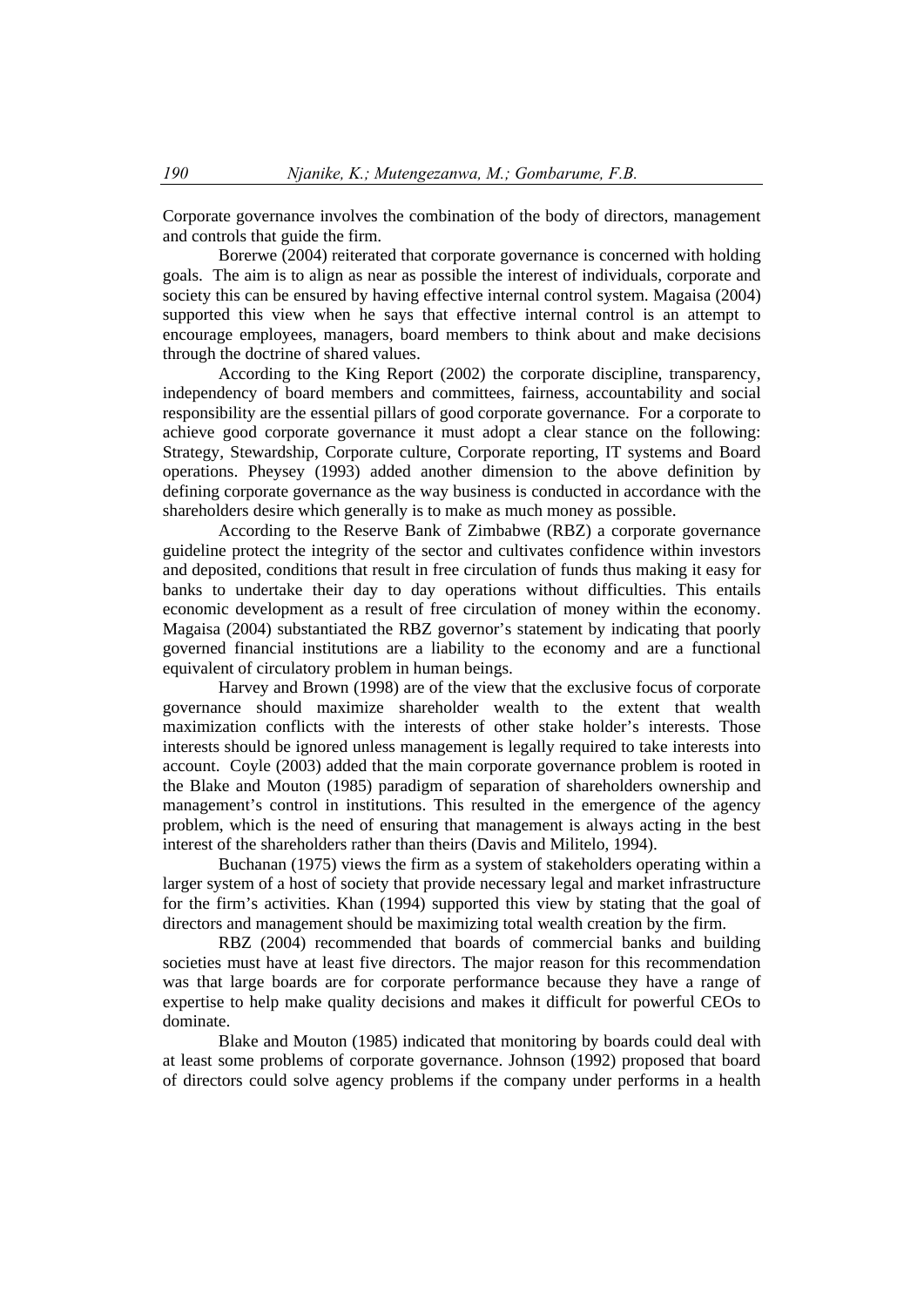Corporate governance involves the combination of the body of directors, management and controls that guide the firm.

Borerwe (2004) reiterated that corporate governance is concerned with holding goals. The aim is to align as near as possible the interest of individuals, corporate and society this can be ensured by having effective internal control system. Magaisa (2004) supported this view when he says that effective internal control is an attempt to encourage employees, managers, board members to think about and make decisions through the doctrine of shared values.

According to the King Report (2002) the corporate discipline, transparency, independency of board members and committees, fairness, accountability and social responsibility are the essential pillars of good corporate governance. For a corporate to achieve good corporate governance it must adopt a clear stance on the following: Strategy, Stewardship, Corporate culture, Corporate reporting, IT systems and Board operations. Pheysey (1993) added another dimension to the above definition by defining corporate governance as the way business is conducted in accordance with the shareholders desire which generally is to make as much money as possible.

According to the Reserve Bank of Zimbabwe (RBZ) a corporate governance guideline protect the integrity of the sector and cultivates confidence within investors and deposited, conditions that result in free circulation of funds thus making it easy for banks to undertake their day to day operations without difficulties. This entails economic development as a result of free circulation of money within the economy. Magaisa (2004) substantiated the RBZ governor's statement by indicating that poorly governed financial institutions are a liability to the economy and are a functional equivalent of circulatory problem in human beings.

Harvey and Brown (1998) are of the view that the exclusive focus of corporate governance should maximize shareholder wealth to the extent that wealth maximization conflicts with the interests of other stake holder's interests. Those interests should be ignored unless management is legally required to take interests into account. Coyle (2003) added that the main corporate governance problem is rooted in the Blake and Mouton (1985) paradigm of separation of shareholders ownership and management's control in institutions. This resulted in the emergence of the agency problem, which is the need of ensuring that management is always acting in the best interest of the shareholders rather than theirs (Davis and Militelo, 1994).

Buchanan (1975) views the firm as a system of stakeholders operating within a larger system of a host of society that provide necessary legal and market infrastructure for the firm's activities. Khan (1994) supported this view by stating that the goal of directors and management should be maximizing total wealth creation by the firm.

RBZ (2004) recommended that boards of commercial banks and building societies must have at least five directors. The major reason for this recommendation was that large boards are for corporate performance because they have a range of expertise to help make quality decisions and makes it difficult for powerful CEOs to dominate.

Blake and Mouton (1985) indicated that monitoring by boards could deal with at least some problems of corporate governance. Johnson (1992) proposed that board of directors could solve agency problems if the company under performs in a health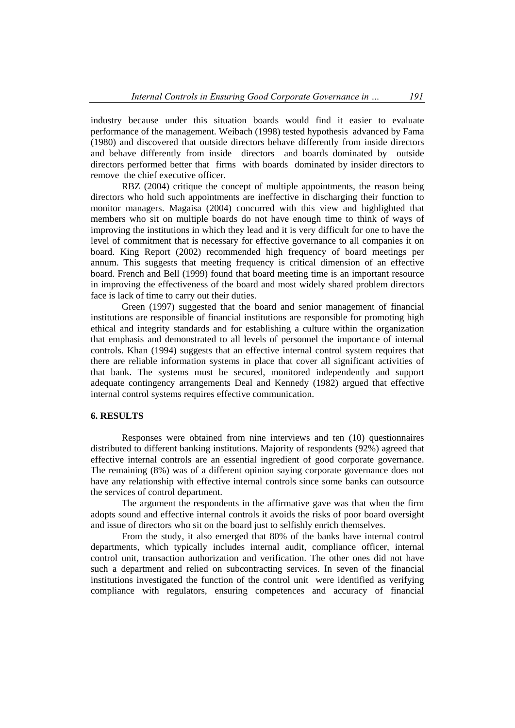industry because under this situation boards would find it easier to evaluate performance of the management. Weibach (1998) tested hypothesis advanced by Fama (1980) and discovered that outside directors behave differently from inside directors and behave differently from inside directors and boards dominated by outside directors performed better that firms with boards dominated by insider directors to remove the chief executive officer.

RBZ (2004) critique the concept of multiple appointments, the reason being directors who hold such appointments are ineffective in discharging their function to monitor managers. Magaisa (2004) concurred with this view and highlighted that members who sit on multiple boards do not have enough time to think of ways of improving the institutions in which they lead and it is very difficult for one to have the level of commitment that is necessary for effective governance to all companies it on board. King Report (2002) recommended high frequency of board meetings per annum. This suggests that meeting frequency is critical dimension of an effective board. French and Bell (1999) found that board meeting time is an important resource in improving the effectiveness of the board and most widely shared problem directors face is lack of time to carry out their duties.

Green (1997) suggested that the board and senior management of financial institutions are responsible of financial institutions are responsible for promoting high ethical and integrity standards and for establishing a culture within the organization that emphasis and demonstrated to all levels of personnel the importance of internal controls. Khan (1994) suggests that an effective internal control system requires that there are reliable information systems in place that cover all significant activities of that bank. The systems must be secured, monitored independently and support adequate contingency arrangements Deal and Kennedy (1982) argued that effective internal control systems requires effective communication.

## 6. RESULTS

Responses were obtained from nine interviews and ten (10) questionnaires distributed to different banking institutions. Majority of respondents (92%) agreed that effective internal controls are an essential ingredient of good corporate governance. The remaining (8%) was of a different opinion saying corporate governance does not have any relationship with effective internal controls since some banks can outsource the services of control department.

The argument the respondents in the affirmative gave was that when the firm adopts sound and effective internal controls it avoids the risks of poor board oversight and issue of directors who sit on the board just to selfishly enrich themselves.

From the study, it also emerged that 80% of the banks have internal control departments, which typically includes internal audit, compliance officer, internal control unit, transaction authorization and verification. The other ones did not have such a department and relied on subcontracting services. In seven of the financial institutions investigated the function of the control unit were identified as verifying compliance with regulators, ensuring competences and accuracy of financial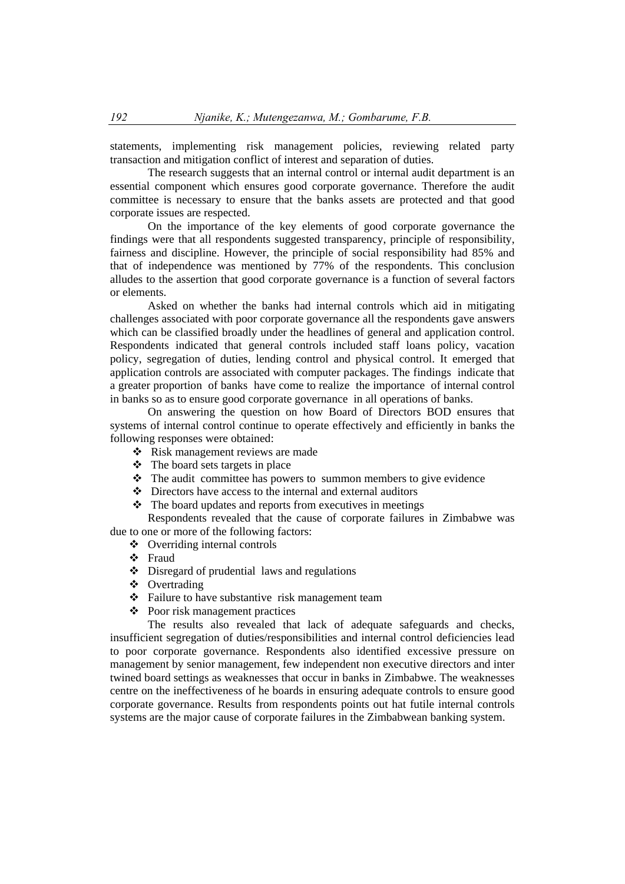statements, implementing risk management policies, reviewing related party transaction and mitigation conflict of interest and separation of duties.

The research suggests that an internal control or internal audit department is an essential component which ensures good corporate governance. Therefore the audit committee is necessary to ensure that the banks assets are protected and that good corporate issues are respected.

On the importance of the key elements of good corporate governance the findings were that all respondents suggested transparency, principle of responsibility, fairness and discipline. However, the principle of social responsibility had 85% and that of independence was mentioned by 77% of the respondents. This conclusion alludes to the assertion that good corporate governance is a function of several factors or elements.

Asked on whether the banks had internal controls which aid in mitigating challenges associated with poor corporate governance all the respondents gave answers which can be classified broadly under the headlines of general and application control. Respondents indicated that general controls included staff loans policy, vacation policy, segregation of duties, lending control and physical control. It emerged that application controls are associated with computer packages. The findings indicate that a greater proportion of banks have come to realize the importance of internal control in banks so as to ensure good corporate governance in all operations of banks.

On answering the question on how Board of Directors BOD ensures that systems of internal control continue to operate effectively and efficiently in banks the following responses were obtained:

- Risk management reviews are made
- The board sets targets in place
- The audit committee has powers to summon members to give evidence
- Directors have access to the internal and external auditors
- The board updates and reports from executives in meetings

Respondents revealed that the cause of corporate failures in Zimbabwe was due to one or more of the following factors:

- Overriding internal controls
- Fraud
- Disregard of prudential laws and regulations
- Overtrading
- Failure to have substantive risk management team
- Poor risk management practices

The results also revealed that lack of adequate safeguards and checks, insufficient segregation of duties/responsibilities and internal control deficiencies lead to poor corporate governance. Respondents also identified excessive pressure on management by senior management, few independent non executive directors and inter twined board settings as weaknesses that occur in banks in Zimbabwe. The weaknesses centre on the ineffectiveness of he boards in ensuring adequate controls to ensure good corporate governance. Results from respondents points out hat futile internal controls systems are the major cause of corporate failures in the Zimbabwean banking system.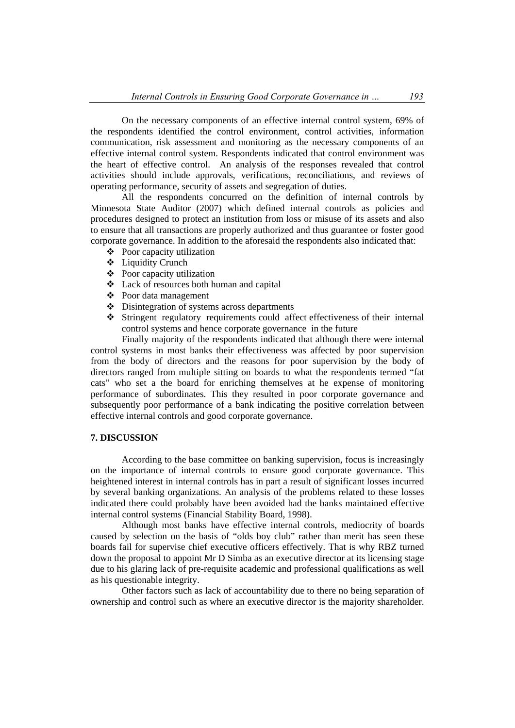On the necessary components of an effective internal control system, 69% of the respondents identified the control environment, control activities, information communication, risk assessment and monitoring as the necessary components of an effective internal control system. Respondents indicated that control environment was the heart of effective control. An analysis of the responses revealed that control activities should include approvals, verifications, reconciliations, and reviews of operating performance, security of assets and segregation of duties.

All the respondents concurred on the definition of internal controls by Minnesota State Auditor (2007) which defined internal controls as policies and procedures designed to protect an institution from loss or misuse of its assets and also to ensure that all transactions are properly authorized and thus guarantee or foster good corporate governance. In addition to the aforesaid the respondents also indicated that:

- Poor capacity utilization
- Liquidity Crunch
- Poor capacity utilization
- Lack of resources both human and capital
- Poor data management
- Disintegration of systems across departments
- Stringent regulatory requirements could affect effectiveness of their internal control systems and hence corporate governance in the future

Finally majority of the respondents indicated that although there were internal control systems in most banks their effectiveness was affected by poor supervision from the body of directors and the reasons for poor supervision by the body of directors ranged from multiple sitting on boards to what the respondents termed "fat cats" who set a the board for enriching themselves at he expense of monitoring performance of subordinates. This they resulted in poor corporate governance and subsequently poor performance of a bank indicating the positive correlation between effective internal controls and good corporate governance.

## 7. DISCUSSION

According to the base committee on banking supervision, focus is increasingly on the importance of internal controls to ensure good corporate governance. This heightened interest in internal controls has in part a result of significant losses incurred by several banking organizations. An analysis of the problems related to these losses indicated there could probably have been avoided had the banks maintained effective internal control systems (Financial Stability Board, 1998).

Although most banks have effective internal controls, mediocrity of boards caused by selection on the basis of "olds boy club" rather than merit has seen these boards fail for supervise chief executive officers effectively. That is why RBZ turned down the proposal to appoint Mr D Simba as an executive director at its licensing stage due to his glaring lack of pre-requisite academic and professional qualifications as well as his questionable integrity.

Other factors such as lack of accountability due to there no being separation of ownership and control such as where an executive director is the majority shareholder.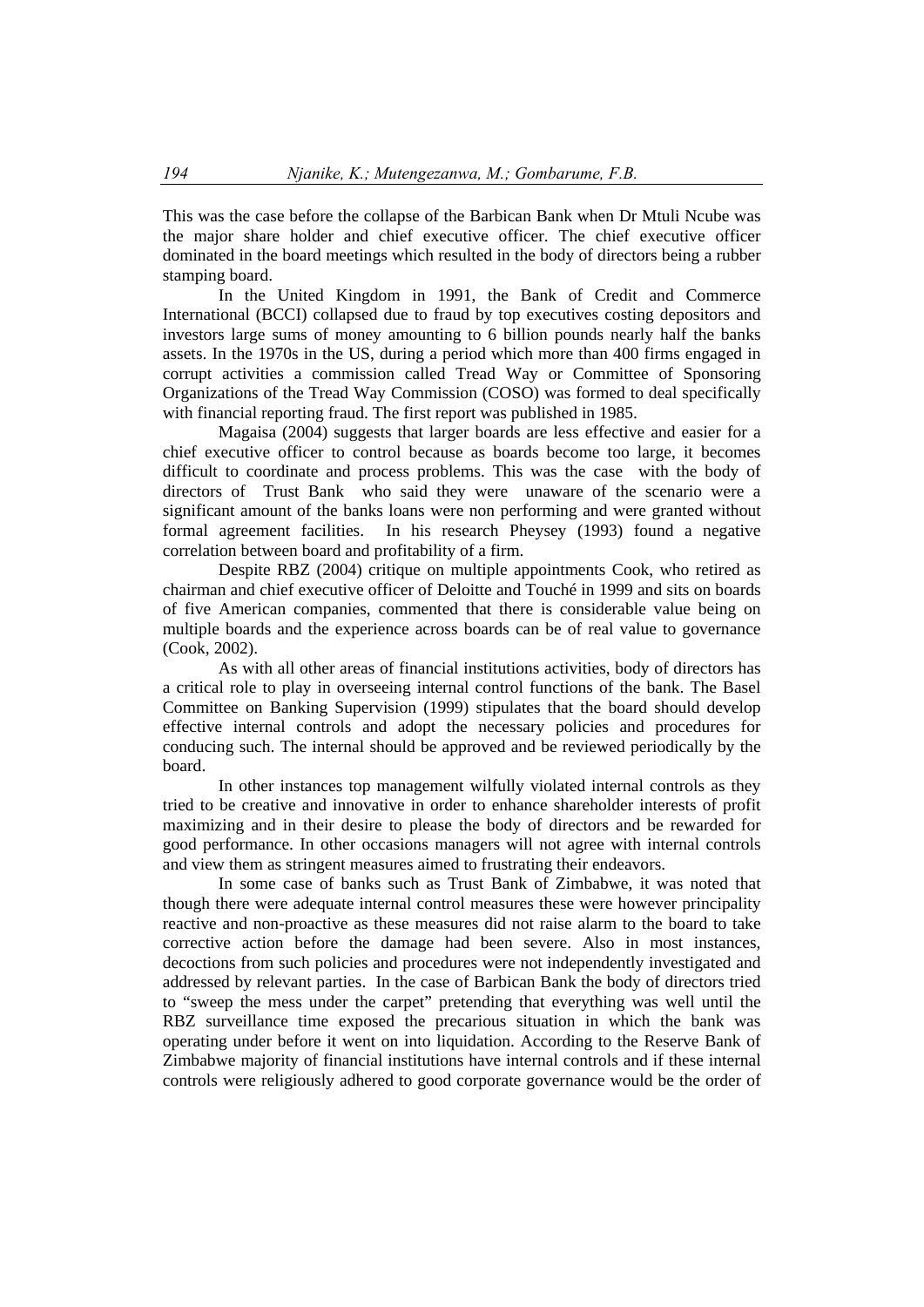This was the case before the collapse of the Barbican Bank when Dr Mtuli Ncube was the major share holder and chief executive officer. The chief executive officer dominated in the board meetings which resulted in the body of directors being a rubber stamping board.

In the United Kingdom in 1991, the Bank of Credit and Commerce International (BCCI) collapsed due to fraud by top executives costing depositors and investors large sums of money amounting to 6 billion pounds nearly half the banks assets. In the 1970s in the US, during a period which more than 400 firms engaged in corrupt activities a commission called Tread Way or Committee of Sponsoring Organizations of the Tread Way Commission (COSO) was formed to deal specifically with financial reporting fraud. The first report was published in 1985.

Magaisa (2004) suggests that larger boards are less effective and easier for a chief executive officer to control because as boards become too large, it becomes difficult to coordinate and process problems. This was the case with the body of directors of Trust Bank who said they were unaware of the scenario were a significant amount of the banks loans were non performing and were granted without formal agreement facilities. In his research Pheysey (1993) found a negative correlation between board and profitability of a firm.

Despite RBZ (2004) critique on multiple appointments Cook, who retired as chairman and chief executive officer of Deloitte and Touché in 1999 and sits on boards of five American companies, commented that there is considerable value being on multiple boards and the experience across boards can be of real value to governance (Cook, 2002).

As with all other areas of financial institutions activities, body of directors has a critical role to play in overseeing internal control functions of the bank. The Basel Committee on Banking Supervision (1999) stipulates that the board should develop effective internal controls and adopt the necessary policies and procedures for conducing such. The internal should be approved and be reviewed periodically by the board.

In other instances top management wilfully violated internal controls as they tried to be creative and innovative in order to enhance shareholder interests of profit maximizing and in their desire to please the body of directors and be rewarded for good performance. In other occasions managers will not agree with internal controls and view them as stringent measures aimed to frustrating their endeavors.

In some case of banks such as Trust Bank of Zimbabwe, it was noted that though there were adequate internal control measures these were however principality reactive and non-proactive as these measures did not raise alarm to the board to take corrective action before the damage had been severe. Also in most instances, decoctions from such policies and procedures were not independently investigated and addressed by relevant parties. In the case of Barbican Bank the body of directors tried to "sweep the mess under the carpet" pretending that everything was well until the RBZ surveillance time exposed the precarious situation in which the bank was operating under before it went on into liquidation. According to the Reserve Bank of Zimbabwe majority of financial institutions have internal controls and if these internal controls were religiously adhered to good corporate governance would be the order of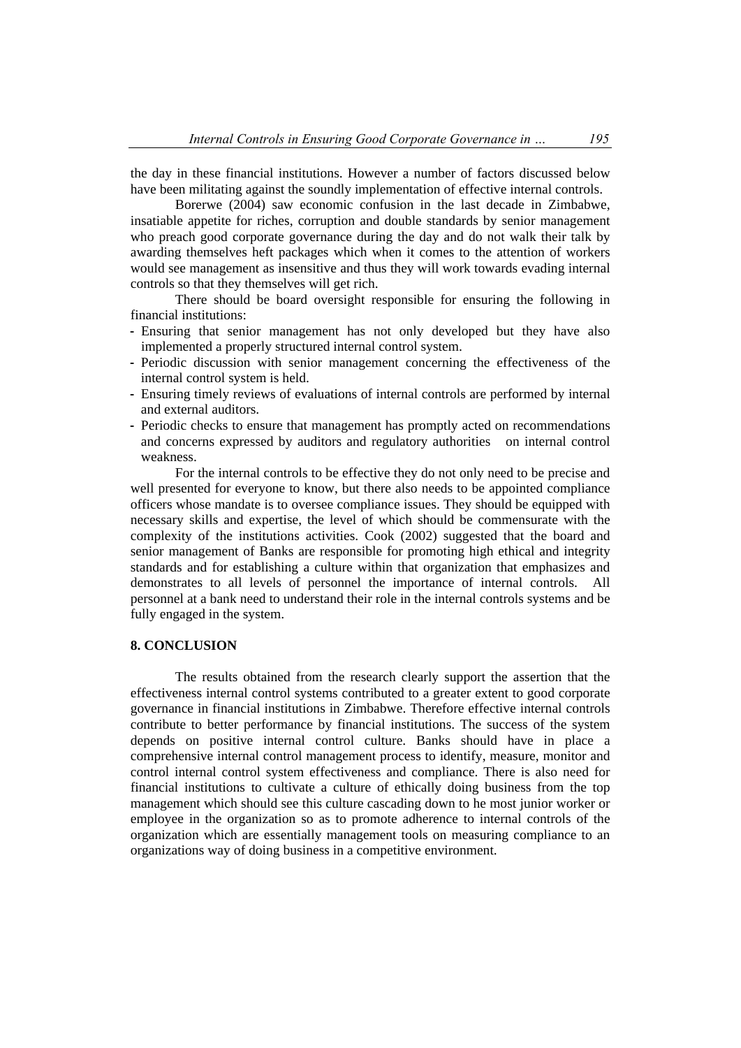the day in these financial institutions. However a number of factors discussed below have been militating against the soundly implementation of effective internal controls.

Borerwe (2004) saw economic confusion in the last decade in Zimbabwe, insatiable appetite for riches, corruption and double standards by senior management who preach good corporate governance during the day and do not walk their talk by awarding themselves heft packages which when it comes to the attention of workers would see management as insensitive and thus they will work towards evading internal controls so that they themselves will get rich.

There should be board oversight responsible for ensuring the following in financial institutions:

- Ensuring that senior management has not only developed but they have also implemented a properly structured internal control system.
- Periodic discussion with senior management concerning the effectiveness of the internal control system is held.
- Ensuring timely reviews of evaluations of internal controls are performed by internal and external auditors.
- Periodic checks to ensure that management has promptly acted on recommendations and concerns expressed by auditors and regulatory authorities on internal control weakness.

For the internal controls to be effective they do not only need to be precise and well presented for everyone to know, but there also needs to be appointed compliance officers whose mandate is to oversee compliance issues. They should be equipped with necessary skills and expertise, the level of which should be commensurate with the complexity of the institutions activities. Cook (2002) suggested that the board and senior management of Banks are responsible for promoting high ethical and integrity standards and for establishing a culture within that organization that emphasizes and demonstrates to all levels of personnel the importance of internal controls. All personnel at a bank need to understand their role in the internal controls systems and be fully engaged in the system.

## 8. CONCLUSION

The results obtained from the research clearly support the assertion that the effectiveness internal control systems contributed to a greater extent to good corporate governance in financial institutions in Zimbabwe. Therefore effective internal controls contribute to better performance by financial institutions. The success of the system depends on positive internal control culture. Banks should have in place a comprehensive internal control management process to identify, measure, monitor and control internal control system effectiveness and compliance. There is also need for financial institutions to cultivate a culture of ethically doing business from the top management which should see this culture cascading down to he most junior worker or employee in the organization so as to promote adherence to internal controls of the organization which are essentially management tools on measuring compliance to an organizations way of doing business in a competitive environment.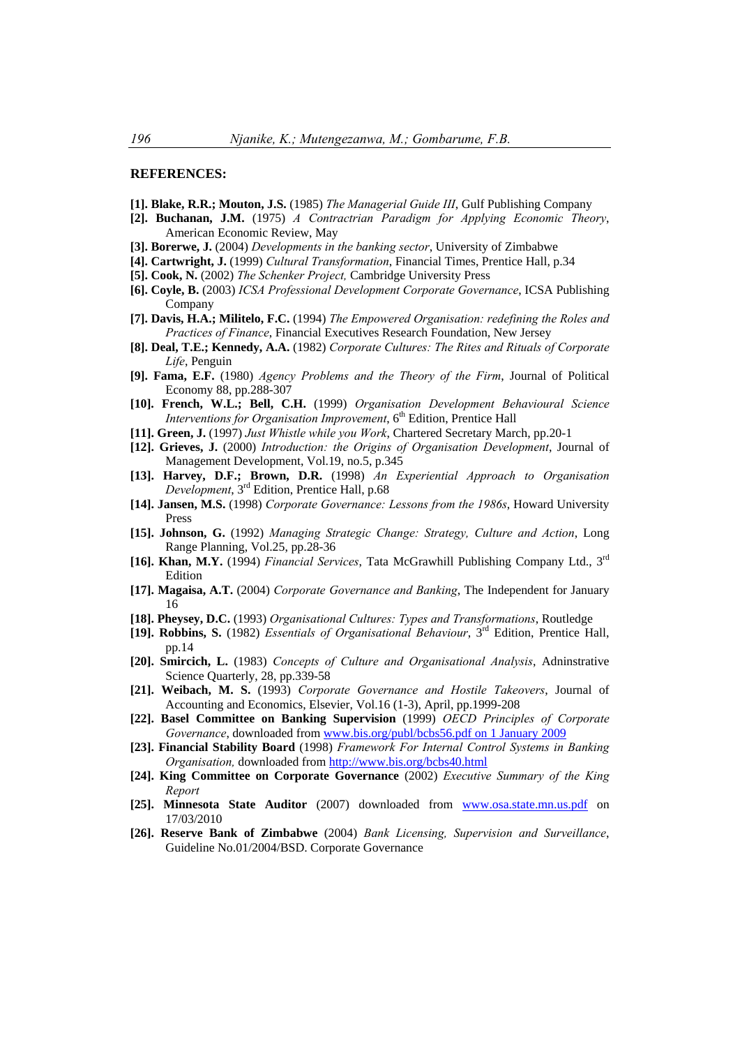## REFERENCES:

**[1]. Blake, R.R.; Mouton, J.S.** (1985) *The Managerial Guide III*, Gulf Publishing Company

**[2]. Buchanan, J.M.** (1975) *A Contractrian Paradigm for Applying Economic Theory*, American Economic Review, May

**[3]. Borerwe, J.** (2004) *Developments in the banking sector*, University of Zimbabwe

**[4]. Cartwright, J.** (1999) *Cultural Transformation*, Financial Times, Prentice Hall, p.34

**[5]. Cook, N.** (2002) *The Schenker Project,* Cambridge University Press

**[6]. Coyle, B.** (2003) *ICSA Professional Development Corporate Governance*, ICSA Publishing Company

**[7]. Davis, H.A.; Militelo, F.C.** (1994) *The Empowered Organisation: redefining the Roles and Practices of Finance*, Financial Executives Research Foundation, New Jersey

**[8]. Deal, T.E.; Kennedy, A.A.** (1982) *Corporate Cultures: The Rites and Rituals of Corporate Life*, Penguin

**[9]. Fama, E.F.** (1980) *Agency Problems and the Theory of the Firm*, Journal of Political Economy 88, pp.288-307

**[10]. French, W.L.; Bell, C.H.** (1999) *Organisation Development Behavioural Science Interventions for Organisation Improvement*, 6th Edition, Prentice Hall

**[11]. Green, J.** (1997) *Just Whistle while you Work*, Chartered Secretary March, pp.20-1

**[12]. Grieves, J.** (2000) *Introduction: the Origins of Organisation Development*, Journal of Management Development, Vol.19, no.5, p.345

**[13]. Harvey, D.F.; Brown, D.R.** (1998) *An Experiential Approach to Organisation Development*, 3rd Edition, Prentice Hall, p.68

**[14]. Jansen, M.S.** (1998) *Corporate Governance: Lessons from the 1986s*, Howard University Press

**[15]. Johnson, G.** (1992) *Managing Strategic Change: Strategy, Culture and Action*, Long Range Planning, Vol.25, pp.28-36

**[16]. Khan, M.Y.** (1994) *Financial Services*, Tata McGrawhill Publishing Company Ltd., 3rd Edition

**[17]. Magaisa, A.T.** (2004) *Corporate Governance and Banking*, The Independent for January 16

**[18]. Pheysey, D.C.** (1993) *Organisational Cultures: Types and Transformations*, Routledge

**[19]. Robbins, S.** (1982) *Essentials of Organisational Behaviour*, 3rd Edition, Prentice Hall, pp.14

**[20]. Smircich, L.** (1983) *Concepts of Culture and Organisational Analysis*, Adninstrative Science Quarterly, 28, pp.339-58

**[21]. Weibach, M. S.** (1993) *Corporate Governance and Hostile Takeovers*, Journal of Accounting and Economics, Elsevier, Vol.16 (1-3), April, pp.1999-208

**[22]. Basel Committee on Banking Supervision** (1999) *OECD Principles of Corporate Governance*, downloaded from www.bis.org/publ/bcbs56.pdf on 1 January 2009

**[23]. Financial Stability Board** (1998) *Framework For Internal Control Systems in Banking Organisation,* downloaded from http://www.bis.org/bcbs40.html

**[24]. King Committee on Corporate Governance** (2002) *Executive Summary of the King Report*

**[25]. Minnesota State Auditor** (2007) downloaded from www.osa.state.mn.us.pdf on 17/03/2010

**[26]. Reserve Bank of Zimbabwe** (2004) *Bank Licensing, Supervision and Surveillance*, Guideline No.01/2004/BSD. Corporate Governance